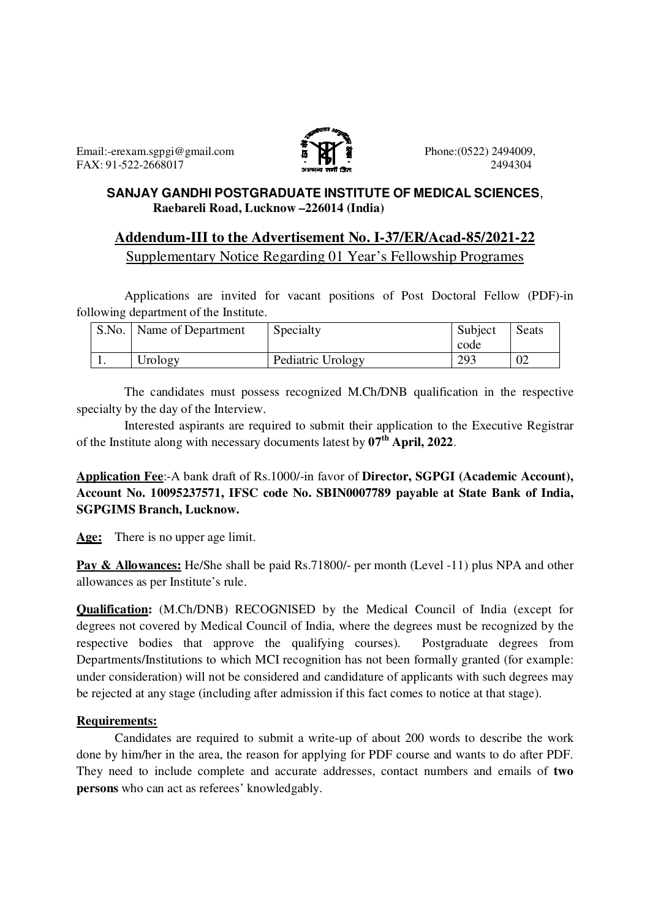Email:-erexam.sgpgi@gmail.com
FAX: 91-522-2668017

Phone:(0522) 2494009, 2494304

**SANJAY GANDHI POSTGRADUATE INSTITUTE OF MEDICAL SCIENCES**,
**Raebareli Road, Lucknow –226014 (India)**

## Addendum-III to the Advertisement No. I-37/ER/Acad-85/2021-22

Supplementary Notice Regarding 01 Year's Fellowship Programes

Applications are invited for vacant positions of Post Doctoral Fellow (PDF)-in following department of the Institute.

| S.No. | Name of Department | Specialty | Subject code | Seats |
|---|---|---|---|---|
| 1. | Urology | Pediatric Urology | 293 | 02 |

The candidates must possess recognized M.Ch/DNB qualification in the respective specialty by the day of the Interview.

Interested aspirants are required to submit their application to the Executive Registrar of the Institute along with necessary documents latest by **07th April, 2022**.

**Application Fee**:-A bank draft of Rs.1000/-in favor of **Director, SGPGI (Academic Account), Account No. 10095237571, IFSC code No. SBIN0007789 payable at State Bank of India, SGPGIMS Branch, Lucknow.**

**Age:** There is no upper age limit.

**Pay & Allowances:** He/She shall be paid Rs.71800/- per month (Level -11) plus NPA and other allowances as per Institute's rule.

**Qualification:** (M.Ch/DNB) RECOGNISED by the Medical Council of India (except for degrees not covered by Medical Council of India, where the degrees must be recognized by the respective bodies that approve the qualifying courses). Postgraduate degrees from Departments/Institutions to which MCI recognition has not been formally granted (for example: under consideration) will not be considered and candidature of applicants with such degrees may be rejected at any stage (including after admission if this fact comes to notice at that stage).

**Requirements:**

Candidates are required to submit a write-up of about 200 words to describe the work done by him/her in the area, the reason for applying for PDF course and wants to do after PDF. They need to include complete and accurate addresses, contact numbers and emails of **two persons** who can act as referees' knowledgably.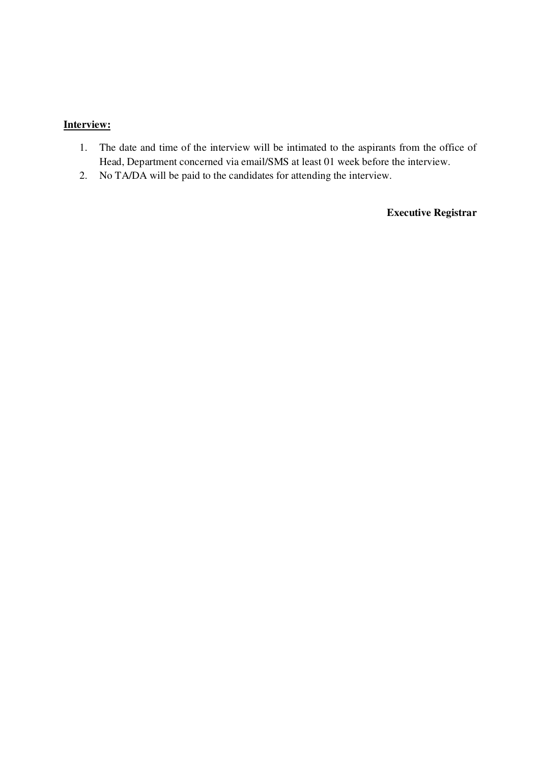**Interview:**

1. The date and time of the interview will be intimated to the aspirants from the office of Head, Department concerned via email/SMS at least 01 week before the interview.
2. No TA/DA will be paid to the candidates for attending the interview.

**Executive Registrar**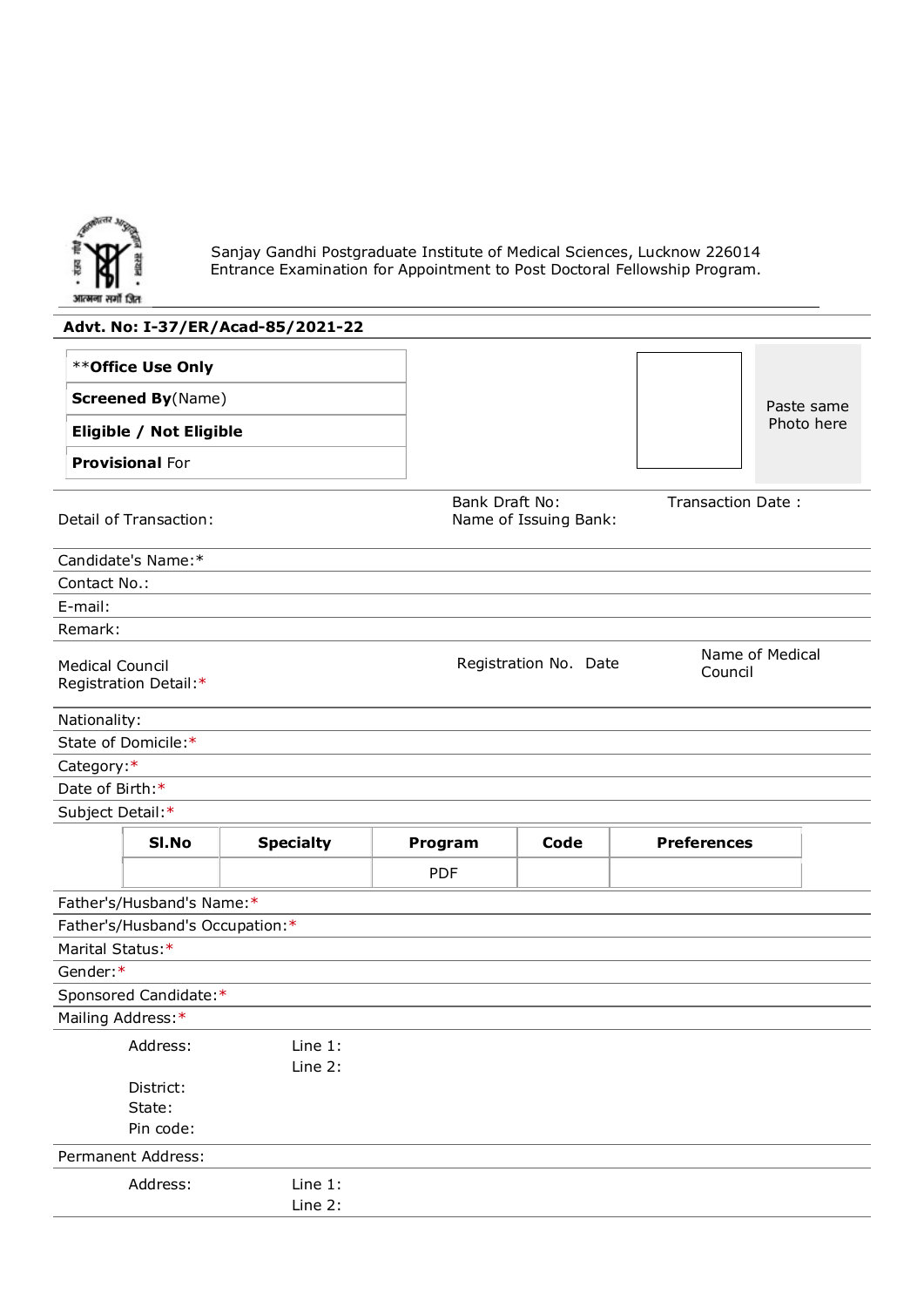Sanjay Gandhi Postgraduate Institute of Medical Sciences, Lucknow 226014
Entrance Examination for Appointment to Post Doctoral Fellowship Program.

**Advt. No: I-37/ER/Acad-85/2021-22**

| **Office Use Only |
|---|
| **Screened By**(Name) |
| **Eligible / Not Eligible** |
| **Provisional** For |

Paste same Photo here

Detail of Transaction: Bank Draft No: Name of Issuing Bank: Transaction Date :

Candidate's Name:*

Contact No.:

E-mail:

Remark:

Medical Council Registration Detail:* Registration No. Date Name of Medical Council

Nationality:

State of Domicile:*

Category:*

Date of Birth:*

Subject Detail:*

| Sl.No | Specialty | Program | Code | Preferences |
|---|---|---|---|---|
| | | PDF | | |

Father's/Husband's Name:*

Father's/Husband's Occupation:*

Marital Status:*

Gender:*

Sponsored Candidate:*

Mailing Address:*

Address: Line 1:
Line 2:
District:
State:
Pin code:

Permanent Address:

Address: Line 1:
Line 2: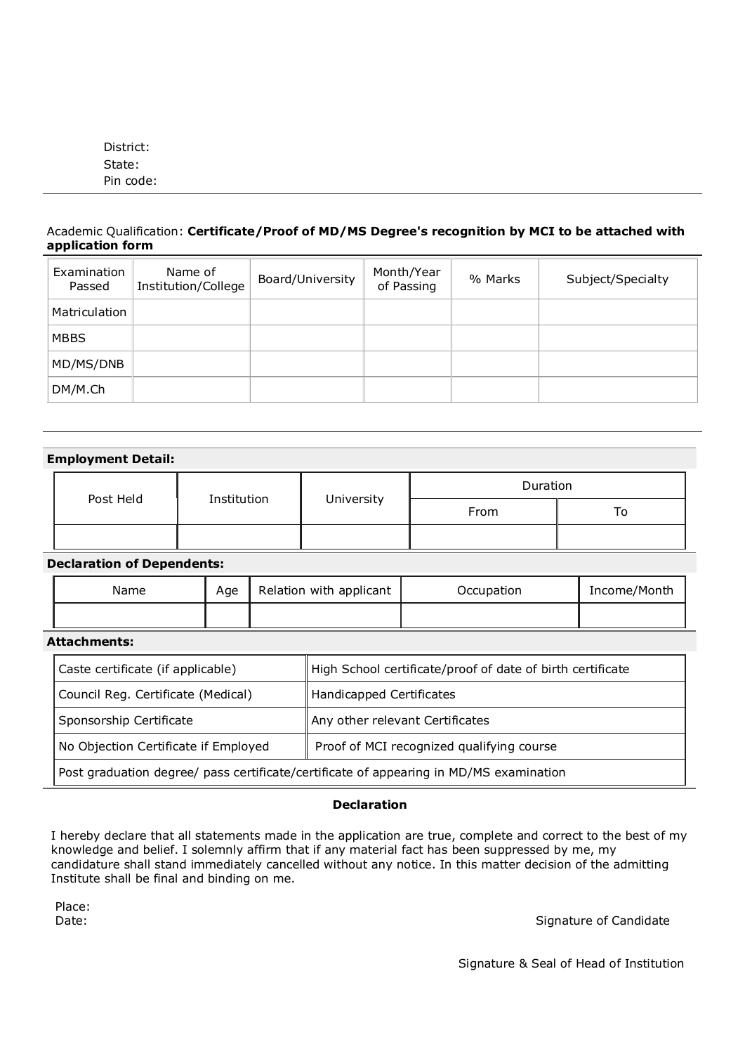District:
State:
Pin code:

Academic Qualification: **Certificate/Proof of MD/MS Degree's recognition by MCI to be attached with application form**

| Examination Passed | Name of Institution/College | Board/University | Month/Year of Passing | % Marks | Subject/Specialty |
|---|---|---|---|---|---|
| Matriculation | | | | | |
| MBBS | | | | | |
| MD/MS/DNB | | | | | |
| DM/M.Ch | | | | | |

**Employment Detail:**

| Post Held | Institution | University | Duration | |
|---|---|---|---|---|
| | | | From | To |
| | | | | |

**Declaration of Dependents:**

| Name | Age | Relation with applicant | Occupation | Income/Month |
|---|---|---|---|---|
| | | | | |

**Attachments:**

| | |
|---|---|
| Caste certificate (if applicable) | High School certificate/proof of date of birth certificate |
| Council Reg. Certificate (Medical) | Handicapped Certificates |
| Sponsorship Certificate | Any other relevant Certificates |
| No Objection Certificate if Employed | Proof of MCI recognized qualifying course |
| Post graduation degree/ pass certificate/certificate of appearing in MD/MS examination | |

**Declaration**

I hereby declare that all statements made in the application are true, complete and correct to the best of my knowledge and belief. I solemnly affirm that if any material fact has been suppressed by me, my candidature shall stand immediately cancelled without any notice. In this matter decision of the admitting Institute shall be final and binding on me.

Place:
Date:

Signature of Candidate

Signature & Seal of Head of Institution